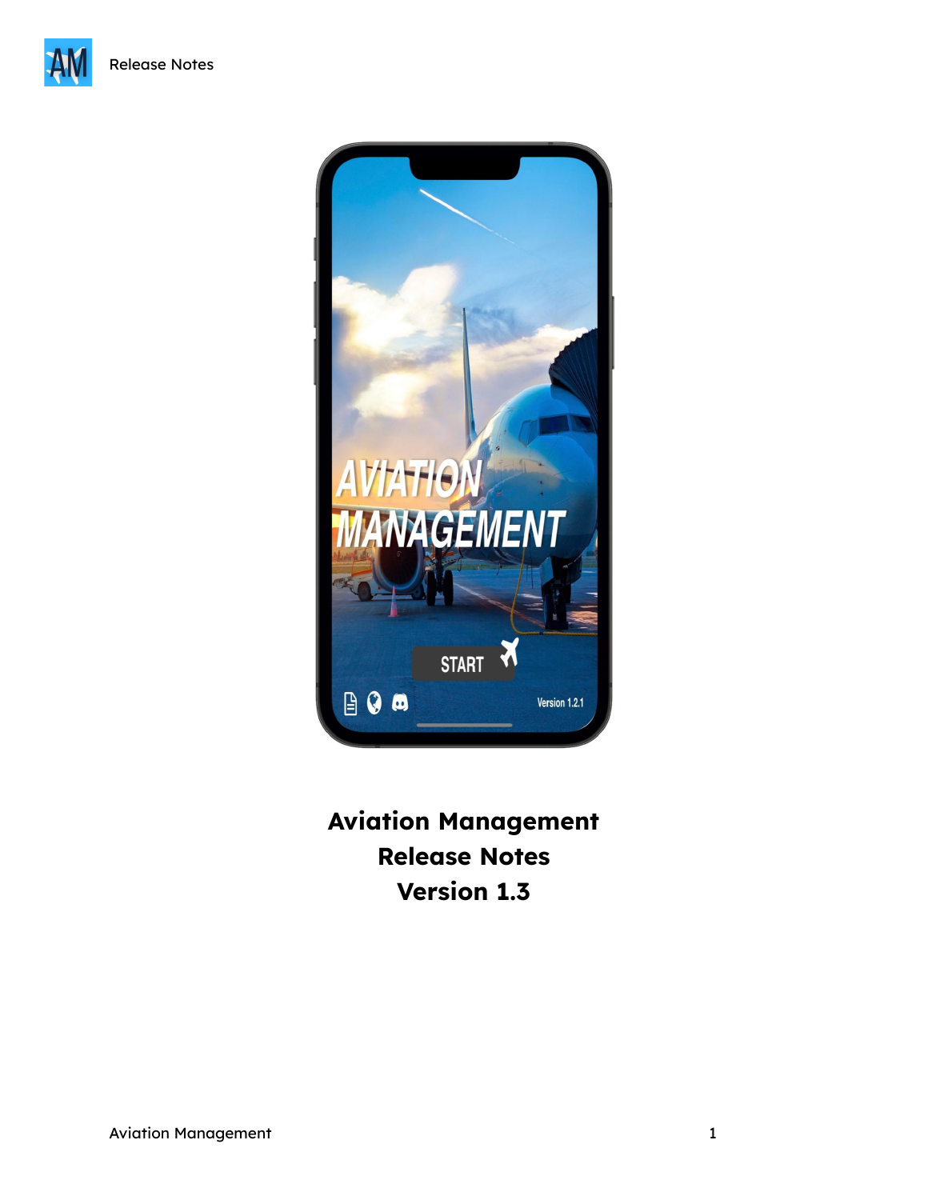# Aviation Management
# Release Notes
# Version 1.3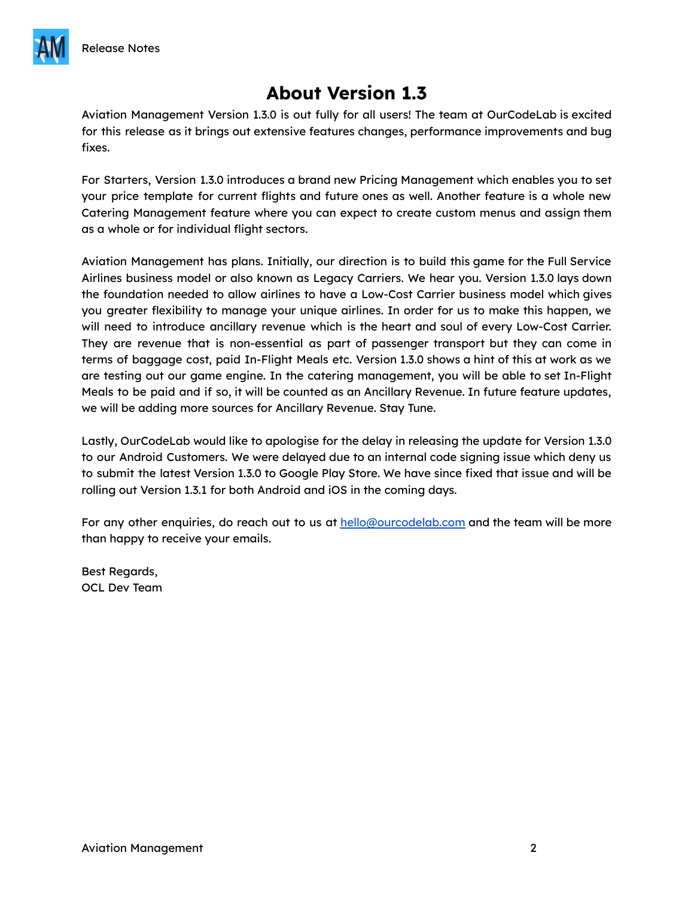# About Version 1.3

Aviation Management Version 1.3.0 is out fully for all users! The team at OurCodeLab is excited for this release as it brings out extensive features changes, performance improvements and bug fixes.

For Starters, Version 1.3.0 introduces a brand new Pricing Management which enables you to set your price template for current flights and future ones as well. Another feature is a whole new Catering Management feature where you can expect to create custom menus and assign them as a whole or for individual flight sectors.

Aviation Management has plans. Initially, our direction is to build this game for the Full Service Airlines business model or also known as Legacy Carriers. We hear you. Version 1.3.0 lays down the foundation needed to allow airlines to have a Low-Cost Carrier business model which gives you greater flexibility to manage your unique airlines. In order for us to make this happen, we will need to introduce ancillary revenue which is the heart and soul of every Low-Cost Carrier. They are revenue that is non-essential as part of passenger transport but they can come in terms of baggage cost, paid In-Flight Meals etc. Version 1.3.0 shows a hint of this at work as we are testing out our game engine. In the catering management, you will be able to set In-Flight Meals to be paid and if so, it will be counted as an Ancillary Revenue. In future feature updates, we will be adding more sources for Ancillary Revenue. Stay Tune.

Lastly, OurCodeLab would like to apologise for the delay in releasing the update for Version 1.3.0 to our Android Customers. We were delayed due to an internal code signing issue which deny us to submit the latest Version 1.3.0 to Google Play Store. We have since fixed that issue and will be rolling out Version 1.3.1 for both Android and iOS in the coming days.

For any other enquiries, do reach out to us at [hello@ourcodelab.com](mailto:hello@ourcodelab.com) and the team will be more than happy to receive your emails.

Best Regards,
OCL Dev Team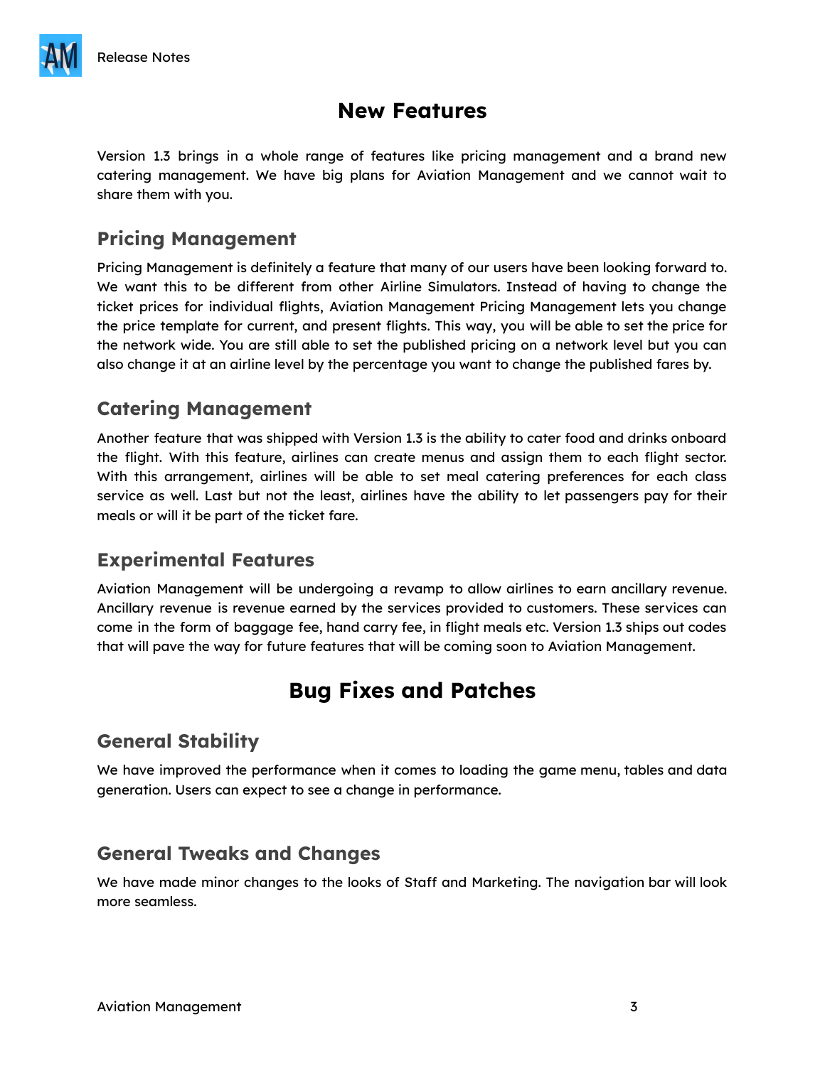# New Features

Version 1.3 brings in a whole range of features like pricing management and a brand new catering management. We have big plans for Aviation Management and we cannot wait to share them with you.

## Pricing Management

Pricing Management is definitely a feature that many of our users have been looking forward to. We want this to be different from other Airline Simulators. Instead of having to change the ticket prices for individual flights, Aviation Management Pricing Management lets you change the price template for current, and present flights. This way, you will be able to set the price for the network wide. You are still able to set the published pricing on a network level but you can also change it at an airline level by the percentage you want to change the published fares by.

## Catering Management

Another feature that was shipped with Version 1.3 is the ability to cater food and drinks onboard the flight. With this feature, airlines can create menus and assign them to each flight sector. With this arrangement, airlines will be able to set meal catering preferences for each class service as well. Last but not the least, airlines have the ability to let passengers pay for their meals or will it be part of the ticket fare.

## Experimental Features

Aviation Management will be undergoing a revamp to allow airlines to earn ancillary revenue. Ancillary revenue is revenue earned by the services provided to customers. These services can come in the form of baggage fee, hand carry fee, in flight meals etc. Version 1.3 ships out codes that will pave the way for future features that will be coming soon to Aviation Management.

# Bug Fixes and Patches

## General Stability

We have improved the performance when it comes to loading the game menu, tables and data generation. Users can expect to see a change in performance.

## General Tweaks and Changes

We have made minor changes to the looks of Staff and Marketing. The navigation bar will look more seamless.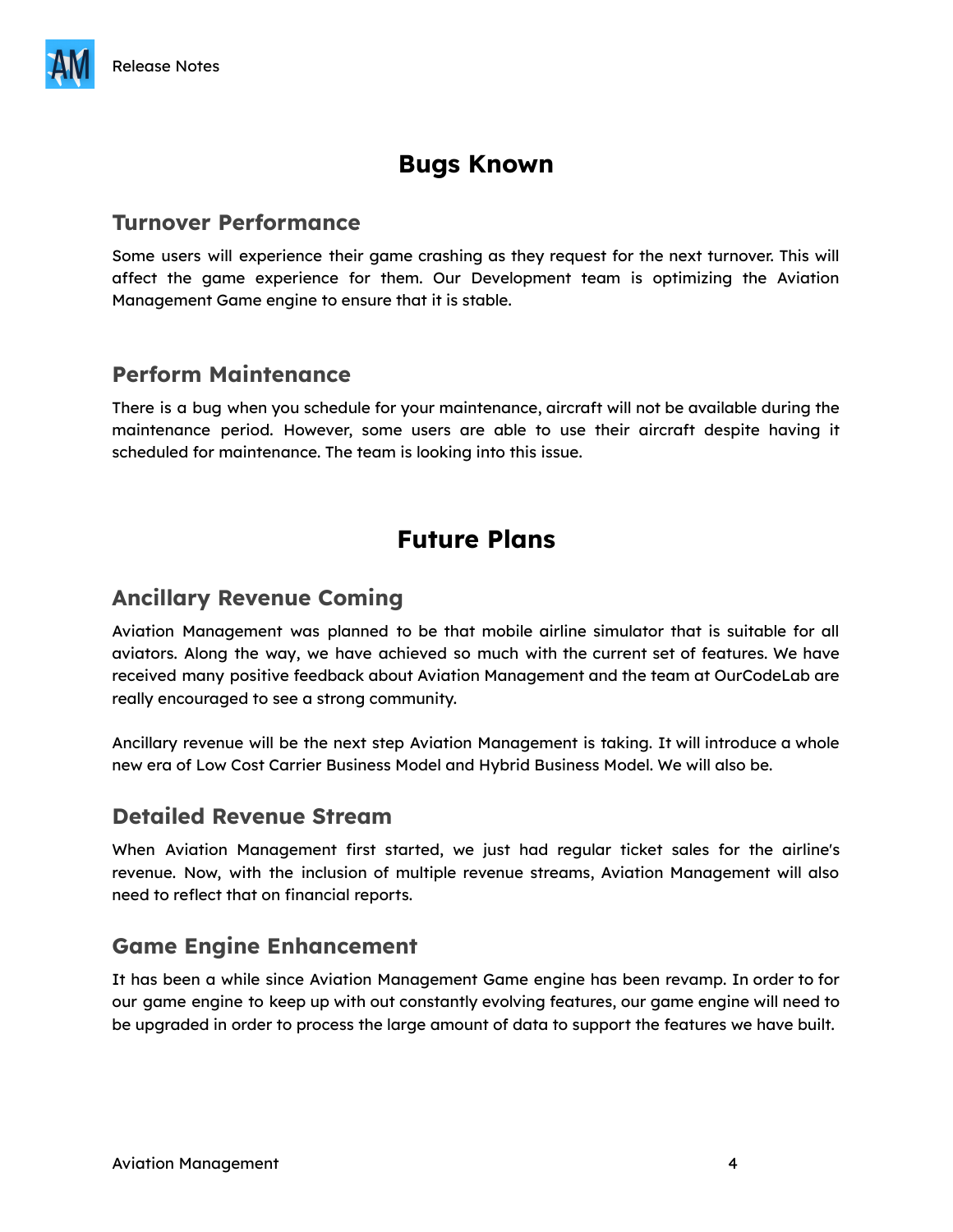# Bugs Known

## Turnover Performance

Some users will experience their game crashing as they request for the next turnover. This will affect the game experience for them. Our Development team is optimizing the Aviation Management Game engine to ensure that it is stable.

## Perform Maintenance

There is a bug when you schedule for your maintenance, aircraft will not be available during the maintenance period. However, some users are able to use their aircraft despite having it scheduled for maintenance. The team is looking into this issue.

# Future Plans

## Ancillary Revenue Coming

Aviation Management was planned to be that mobile airline simulator that is suitable for all aviators. Along the way, we have achieved so much with the current set of features. We have received many positive feedback about Aviation Management and the team at OurCodeLab are really encouraged to see a strong community.

Ancillary revenue will be the next step Aviation Management is taking. It will introduce a whole new era of Low Cost Carrier Business Model and Hybrid Business Model. We will also be.

## Detailed Revenue Stream

When Aviation Management first started, we just had regular ticket sales for the airline's revenue. Now, with the inclusion of multiple revenue streams, Aviation Management will also need to reflect that on financial reports.

## Game Engine Enhancement

It has been a while since Aviation Management Game engine has been revamp. In order to for our game engine to keep up with out constantly evolving features, our game engine will need to be upgraded in order to process the large amount of data to support the features we have built.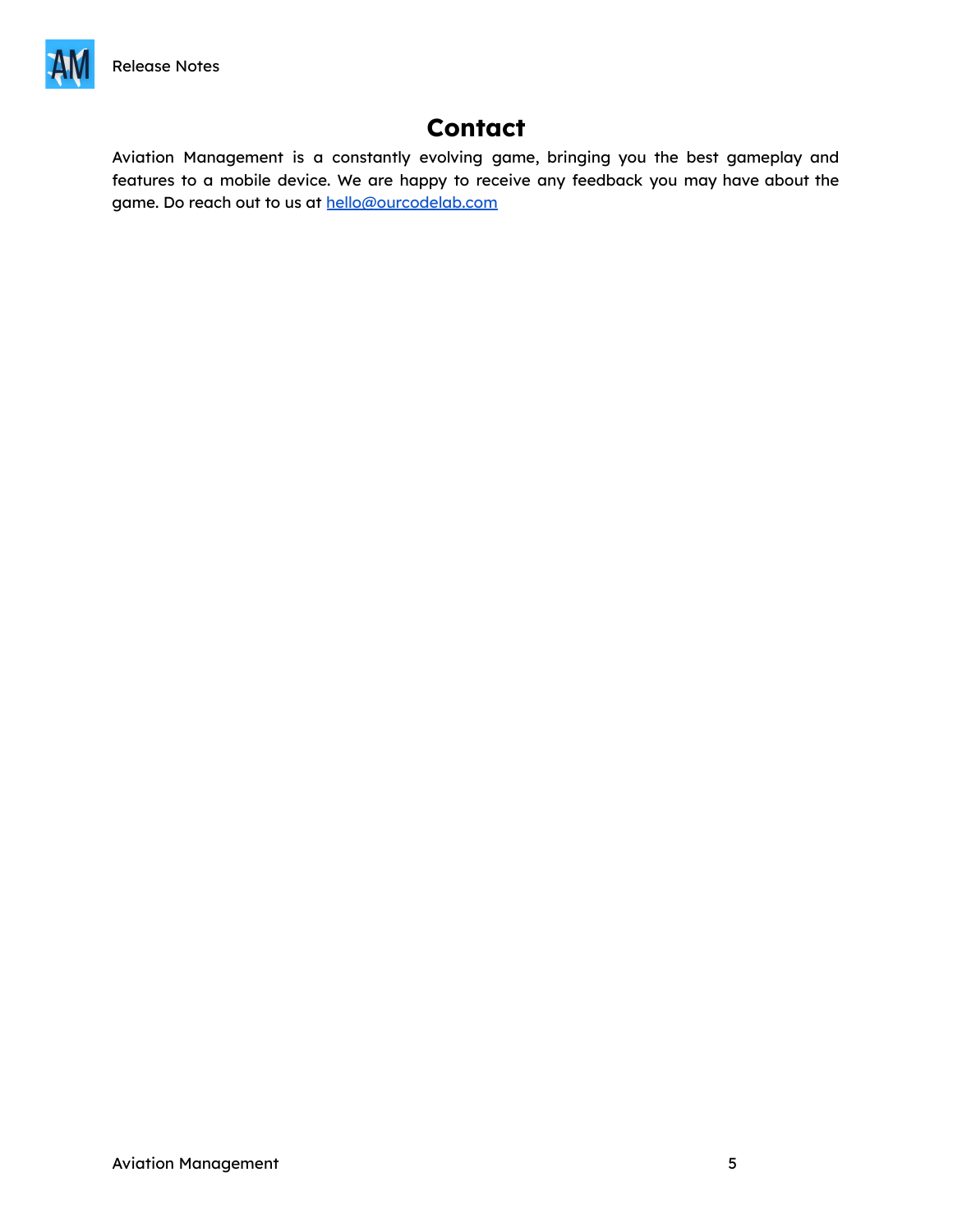## Contact

Aviation Management is a constantly evolving game, bringing you the best gameplay and features to a mobile device. We are happy to receive any feedback you may have about the game. Do reach out to us at [hello@ourcodelab.com](mailto:hello@ourcodelab.com)